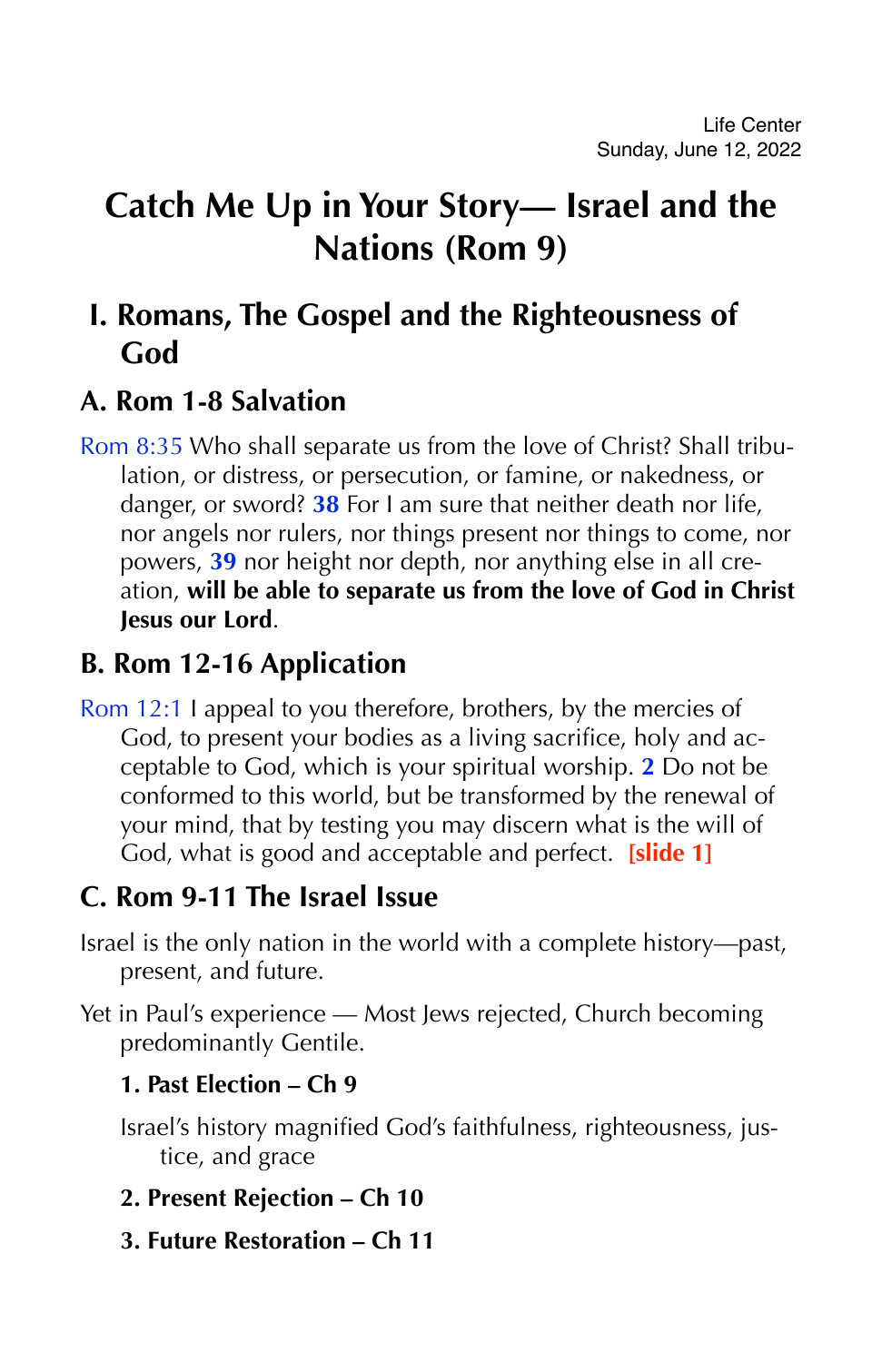Life Center
Sunday, June 12, 2022

# Catch Me Up in Your Story— Israel and the Nations (Rom 9)

## I. Romans, The Gospel and the Righteousness of God

### A. Rom 1-8 Salvation

Rom 8:35 Who shall separate us from the love of Christ? Shall tribulation, or distress, or persecution, or famine, or nakedness, or danger, or sword? **38** For I am sure that neither death nor life, nor angels nor rulers, nor things present nor things to come, nor powers, **39** nor height nor depth, nor anything else in all creation, **will be able to separate us from the love of God in Christ Jesus our Lord**.

### B. Rom 12-16 Application

Rom 12:1 I appeal to you therefore, brothers, by the mercies of God, to present your bodies as a living sacrifice, holy and acceptable to God, which is your spiritual worship. **2** Do not be conformed to this world, but be transformed by the renewal of your mind, that by testing you may discern what is the will of God, what is good and acceptable and perfect. **[slide 1]**

### C. Rom 9-11 The Israel Issue

Israel is the only nation in the world with a complete history—past, present, and future.

Yet in Paul's experience — Most Jews rejected, Church becoming predominantly Gentile.

#### 1. Past Election – Ch 9

Israel's history magnified God's faithfulness, righteousness, justice, and grace

#### 2. Present Rejection – Ch 10

#### 3. Future Restoration – Ch 11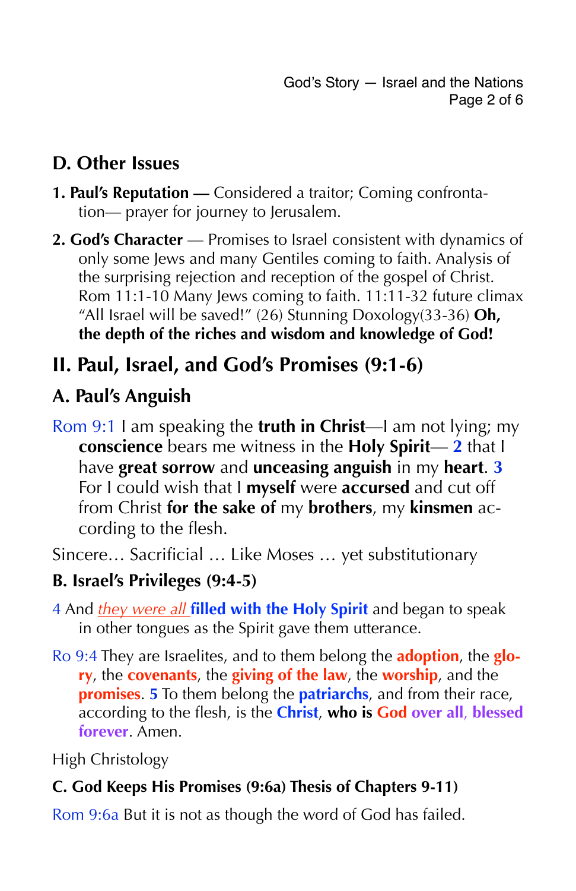## D. Other Issues

**1. Paul's Reputation —** Considered a traitor; Coming confrontation— prayer for journey to Jerusalem.

**2. God's Character** — Promises to Israel consistent with dynamics of only some Jews and many Gentiles coming to faith. Analysis of the surprising rejection and reception of the gospel of Christ. Rom 11:1-10 Many Jews coming to faith. 11:11-32 future climax "All Israel will be saved!" (26) Stunning Doxology(33-36) **Oh, the depth of the riches and wisdom and knowledge of God!**

# II. Paul, Israel, and God's Promises (9:1-6)

## A. Paul's Anguish

Rom 9:1 I am speaking the **truth in Christ**—I am not lying; my **conscience** bears me witness in the **Holy Spirit**— **2** that I have **great sorrow** and **unceasing anguish** in my **heart**. **3** For I could wish that I **myself** were **accursed** and cut off from Christ **for the sake of** my **brothers**, my **kinsmen** according to the flesh.

Sincere… Sacrificial … Like Moses … yet substitutionary

### B. Israel's Privileges (9:4-5)

4 And *they were all* **filled with the Holy Spirit** and began to speak in other tongues as the Spirit gave them utterance.

Ro 9:4 They are Israelites, and to them belong the **adoption**, the **glory**, the **covenants**, the **giving of the law**, the **worship**, and the **promises**. **5** To them belong the **patriarchs**, and from their race, according to the flesh, is the **Christ**, **who is God over all**, **blessed forever**. Amen.

High Christology

### C. God Keeps His Promises (9:6a) Thesis of Chapters 9-11)

Rom 9:6a But it is not as though the word of God has failed.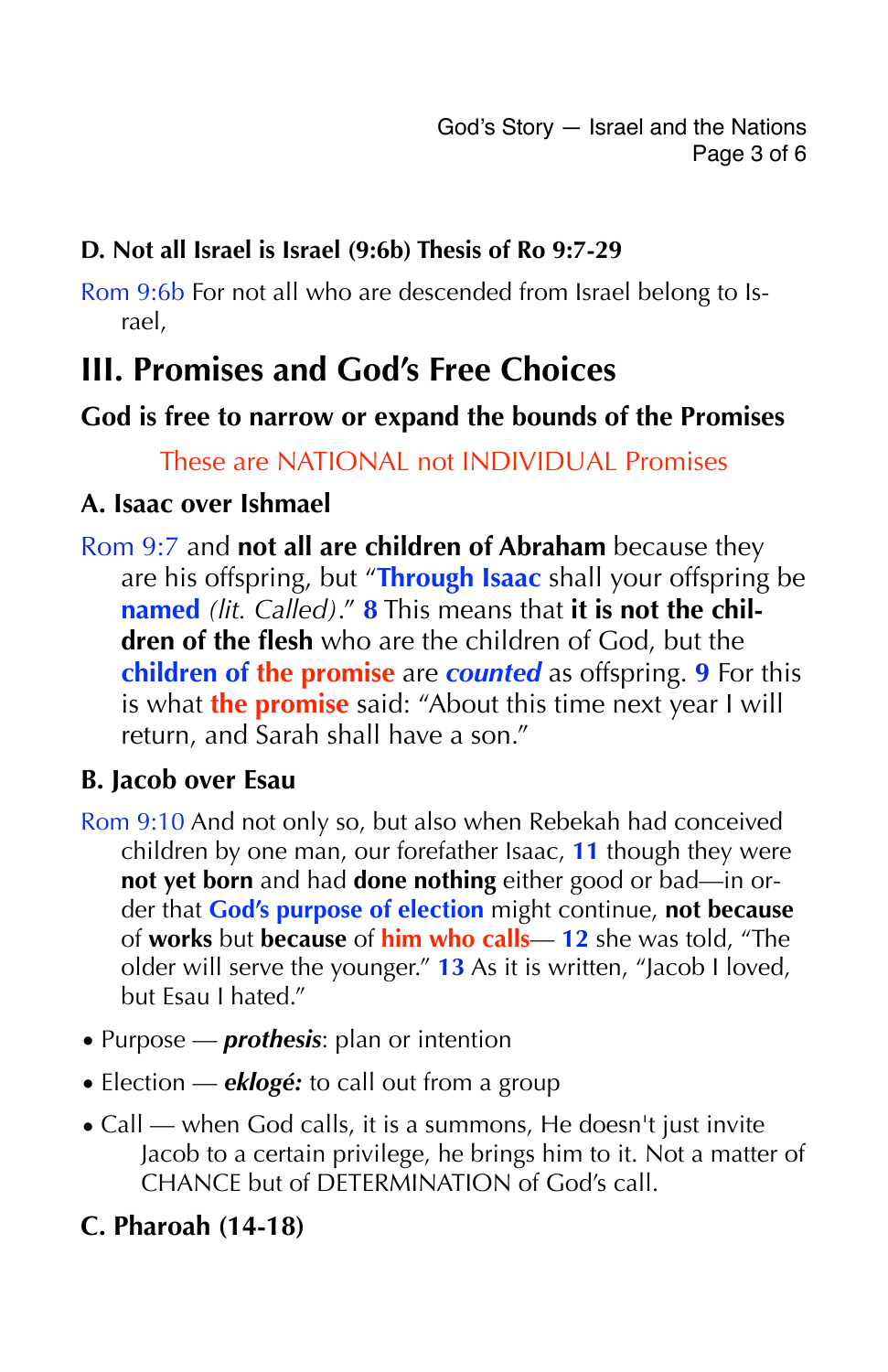### D. Not all Israel is Israel (9:6b) Thesis of Ro 9:7-29

Rom 9:6b For not all who are descended from Israel belong to Israel,

## III. Promises and God's Free Choices

### God is free to narrow or expand the bounds of the Promises

These are NATIONAL not INDIVIDUAL Promises

### A. Isaac over Ishmael

Rom 9:7 and **not all are children of Abraham** because they are his offspring, but "**Through Isaac** shall your offspring be **named** *(lit. Called)*." **8** This means that **it is not the children of the flesh** who are the children of God, but the **children of the promise** are ***counted*** as offspring. **9** For this is what **the promise** said: "About this time next year I will return, and Sarah shall have a son."

### B. Jacob over Esau

Rom 9:10 And not only so, but also when Rebekah had conceived children by one man, our forefather Isaac, **11** though they were **not yet born** and had **done nothing** either good or bad—in order that **God's purpose of election** might continue, **not because** of **works** but **because** of **him who calls**— **12** she was told, "The older will serve the younger." **13** As it is written, "Jacob I loved, but Esau I hated."

- Purpose — ***prothesis***: plan or intention
- Election — ***eklogé:*** to call out from a group
- Call — when God calls, it is a summons, He doesn't just invite Jacob to a certain privilege, he brings him to it. Not a matter of CHANCE but of DETERMINATION of God's call.

### C. Pharoah (14-18)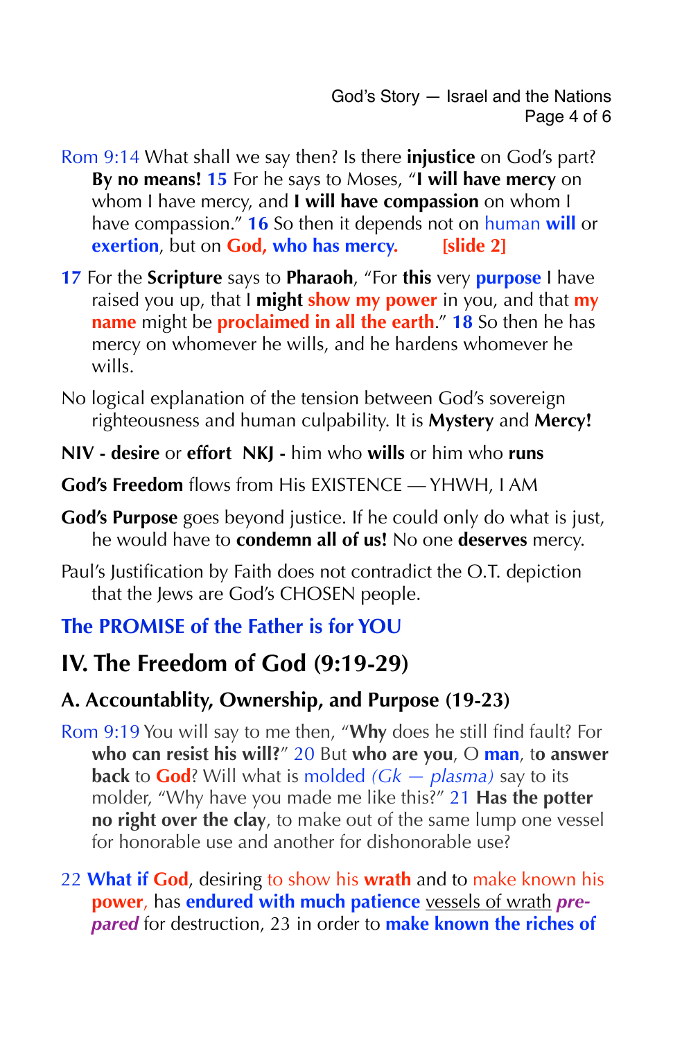Rom 9:14 What shall we say then? Is there **injustice** on God's part? **By no means! 15** For he says to Moses, "**I will have mercy** on whom I have mercy, and **I will have compassion** on whom I have compassion." **16** So then it depends not on human **will** or **exertion**, but on **God, who has mercy.** **[slide 2]**

**17** For the **Scripture** says to **Pharaoh**, "For **this** very **purpose** I have raised you up, that I **might show my power** in you, and that **my name** might be **proclaimed in all the earth**." **18** So then he has mercy on whomever he wills, and he hardens whomever he wills.

No logical explanation of the tension between God's sovereign righteousness and human culpability. It is **Mystery** and **Mercy!**

**NIV - desire** or **effort** **NKJ -** him who **wills** or him who **runs**

**God's Freedom** flows from His EXISTENCE — YHWH, I AM

**God's Purpose** goes beyond justice. If he could only do what is just, he would have to **condemn all of us!** No one **deserves** mercy.

Paul's Justification by Faith does not contradict the O.T. depiction that the Jews are God's CHOSEN people.

**The PROMISE of the Father is for YOU**

## IV. The Freedom of God (9:19-29)

### A. Accountablity, Ownership, and Purpose (19-23)

Rom 9:19 You will say to me then, "**Why** does he still find fault? For **who can resist his will?**" 20 But **who are you**, O **man**, **to answer back** to **God**? Will what is molded *(Gk — plasma)* say to its molder, "Why have you made me like this?" 21 **Has the potter no right over the clay**, to make out of the same lump one vessel for honorable use and another for dishonorable use?

22 **What if God**, desiring to show his **wrath** and to make known his **power**, has **endured with much patience** vessels of wrath ***pre-pared*** for destruction, 23 in order to **make known the riches of**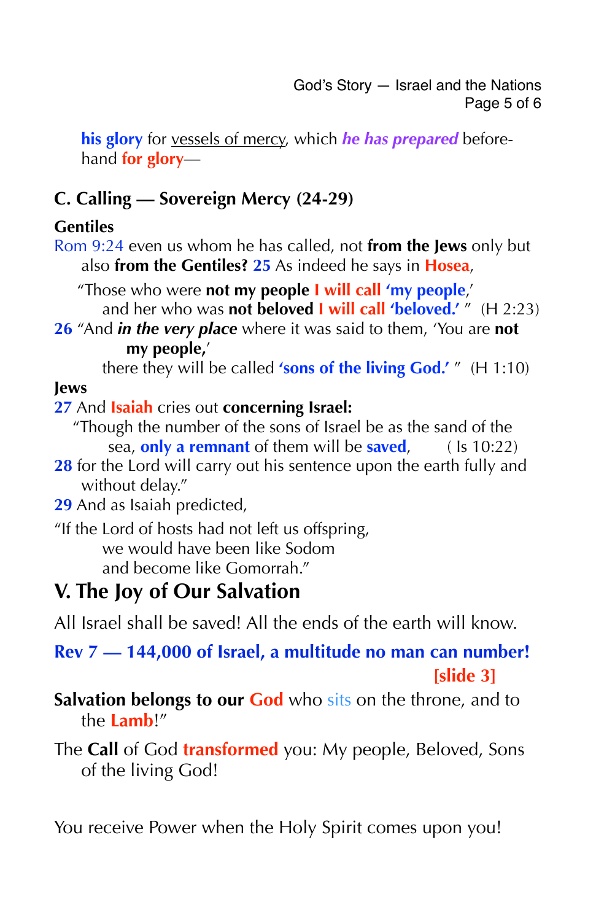**his glory** for vessels of mercy, which ***he has prepared*** beforehand **for glory**—

## C. Calling — Sovereign Mercy (24-29)

**Gentiles**

Rom 9:24 even us whom he has called, not **from the Jews** only but also **from the Gentiles?** **25** As indeed he says in **Hosea**,

"Those who were **not my people** **I will call 'my people**,'
and her who was **not beloved** **I will call 'beloved.'** " (H 2:23)

**26** "And ***in the very place*** where it was said to them, 'You are **not my people**,'
there they will be called **'sons of the living God.'** " (H 1:10)

**Jews**

**27** And **Isaiah** cries out **concerning Israel:**

"Though the number of the sons of Israel be as the sand of the sea, **only a remnant** of them will be **saved**, ( Is 10:22)

**28** for the Lord will carry out his sentence upon the earth fully and without delay."

**29** And as Isaiah predicted,

"If the Lord of hosts had not left us offspring,
we would have been like Sodom
and become like Gomorrah."

# V. The Joy of Our Salvation

All Israel shall be saved! All the ends of the earth will know.

**Rev 7 — 144,000 of Israel, a multitude no man can number!**

**[slide 3]**

**Salvation belongs to our God** who sits on the throne, and to the **Lamb**!"

The **Call** of God **transformed** you: My people, Beloved, Sons of the living God!

You receive Power when the Holy Spirit comes upon you!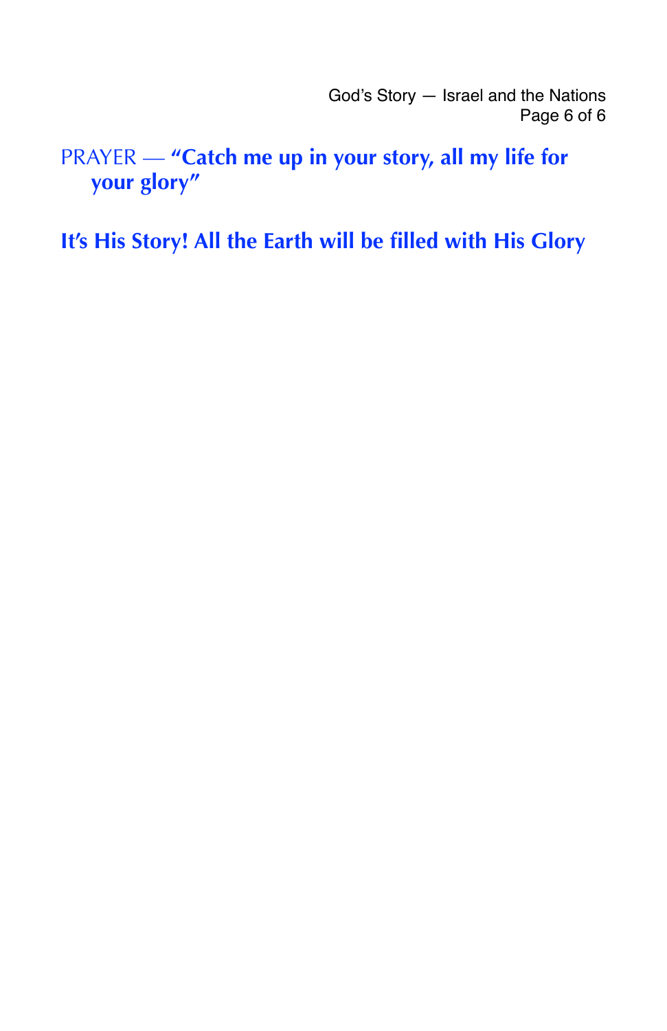PRAYER — **“Catch me up in your story, all my life for your glory”**

**It’s His Story! All the Earth will be filled with His Glory**